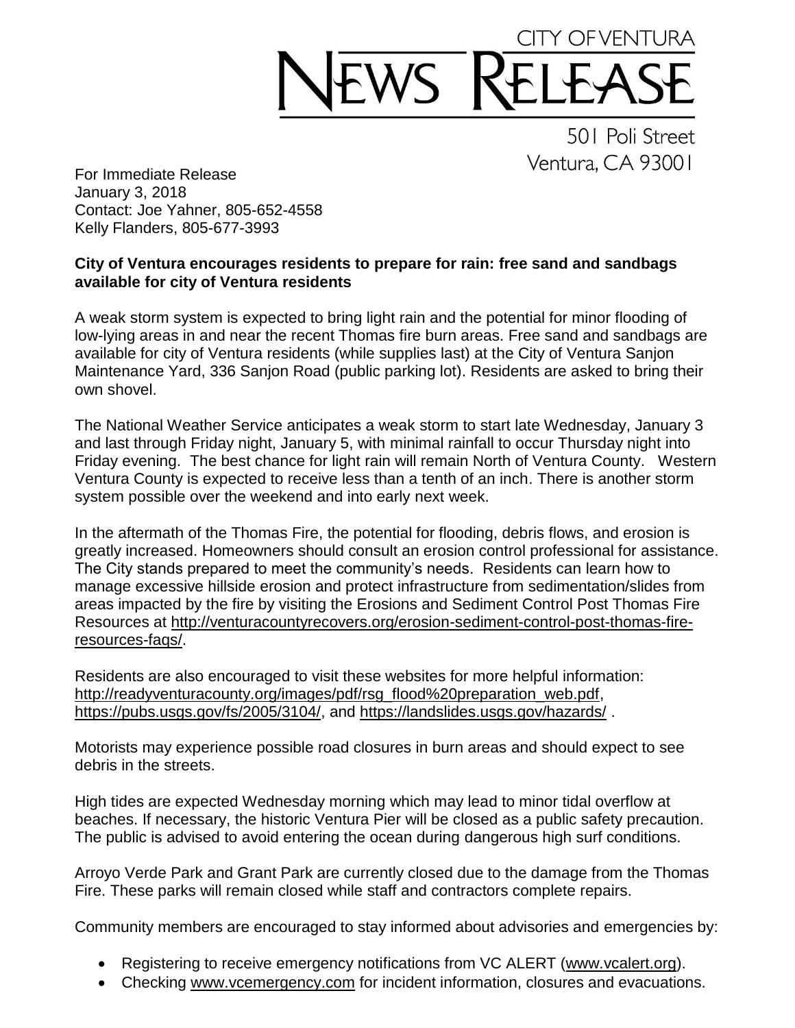# CITY OF VENTURA NEWS RELEASE

501 Poli Street
Ventura, CA 93001

For Immediate Release
January 3, 2018
Contact: Joe Yahner, 805-652-4558
Kelly Flanders, 805-677-3993

**City of Ventura encourages residents to prepare for rain: free sand and sandbags available for city of Ventura residents**

A weak storm system is expected to bring light rain and the potential for minor flooding of low-lying areas in and near the recent Thomas fire burn areas. Free sand and sandbags are available for city of Ventura residents (while supplies last) at the City of Ventura Sanjon Maintenance Yard, 336 Sanjon Road (public parking lot). Residents are asked to bring their own shovel.

The National Weather Service anticipates a weak storm to start late Wednesday, January 3 and last through Friday night, January 5, with minimal rainfall to occur Thursday night into Friday evening. The best chance for light rain will remain North of Ventura County. Western Ventura County is expected to receive less than a tenth of an inch. There is another storm system possible over the weekend and into early next week.

In the aftermath of the Thomas Fire, the potential for flooding, debris flows, and erosion is greatly increased. Homeowners should consult an erosion control professional for assistance. The City stands prepared to meet the community's needs. Residents can learn how to manage excessive hillside erosion and protect infrastructure from sedimentation/slides from areas impacted by the fire by visiting the Erosions and Sediment Control Post Thomas Fire Resources at http://venturacountyrecovers.org/erosion-sediment-control-post-thomas-fire-resources-faqs/.

Residents are also encouraged to visit these websites for more helpful information: http://readyventuracounty.org/images/pdf/rsg_flood%20preparation_web.pdf, https://pubs.usgs.gov/fs/2005/3104/, and https://landslides.usgs.gov/hazards/ .

Motorists may experience possible road closures in burn areas and should expect to see debris in the streets.

High tides are expected Wednesday morning which may lead to minor tidal overflow at beaches. If necessary, the historic Ventura Pier will be closed as a public safety precaution. The public is advised to avoid entering the ocean during dangerous high surf conditions.

Arroyo Verde Park and Grant Park are currently closed due to the damage from the Thomas Fire. These parks will remain closed while staff and contractors complete repairs.

Community members are encouraged to stay informed about advisories and emergencies by:

- Registering to receive emergency notifications from VC ALERT (www.vcalert.org).
- Checking www.vcemergency.com for incident information, closures and evacuations.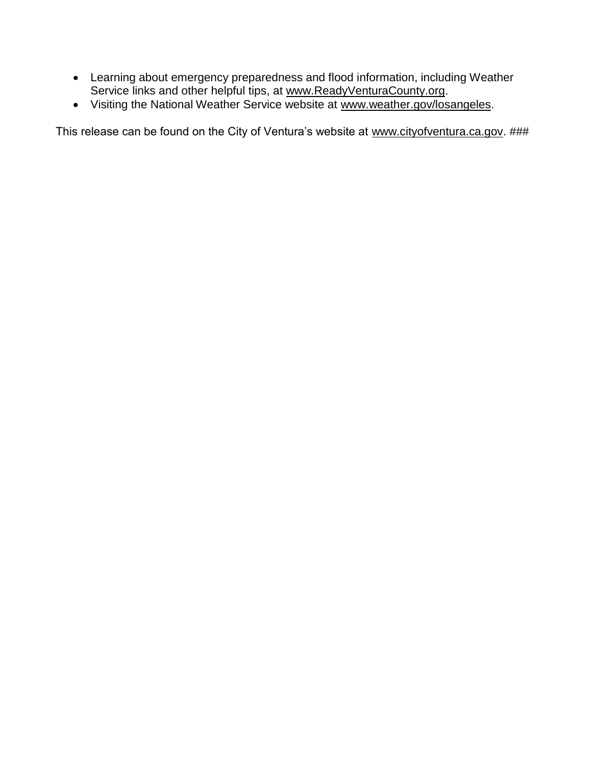- Learning about emergency preparedness and flood information, including Weather Service links and other helpful tips, at www.ReadyVenturaCounty.org.
- Visiting the National Weather Service website at www.weather.gov/losangeles.

This release can be found on the City of Ventura's website at www.cityofventura.ca.gov. ###